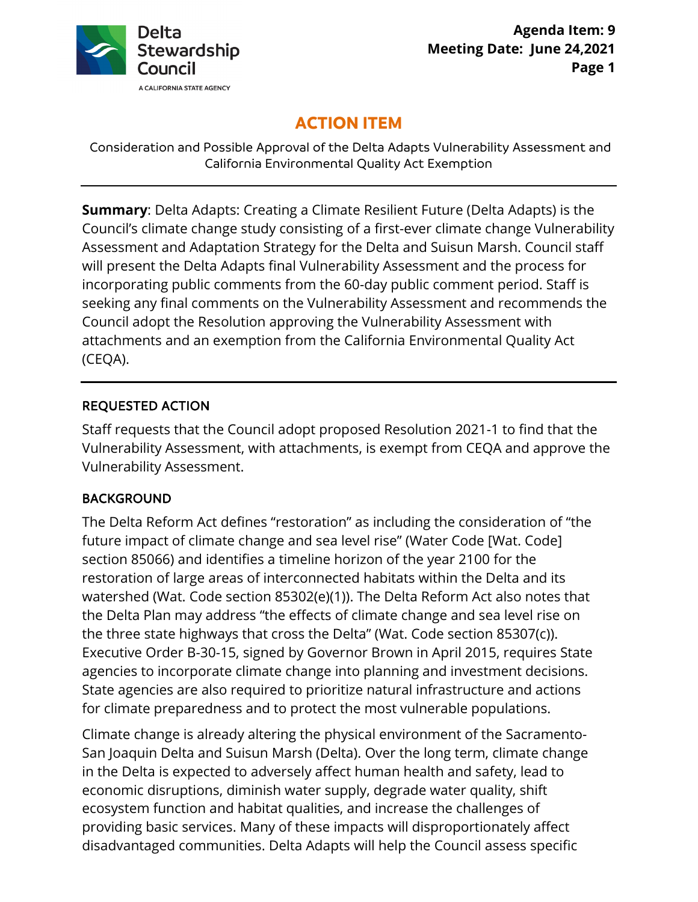Delta Stewardship Council

A CALIFORNIA STATE AGENCY

**Agenda Item: 9**
**Meeting Date: June 24,2021**

# ACTION ITEM

Consideration and Possible Approval of the Delta Adapts Vulnerability Assessment and California Environmental Quality Act Exemption

---

**Summary**: Delta Adapts: Creating a Climate Resilient Future (Delta Adapts) is the Council's climate change study consisting of a first-ever climate change Vulnerability Assessment and Adaptation Strategy for the Delta and Suisun Marsh. Council staff will present the Delta Adapts final Vulnerability Assessment and the process for incorporating public comments from the 60-day public comment period. Staff is seeking any final comments on the Vulnerability Assessment and recommends the Council adopt the Resolution approving the Vulnerability Assessment with attachments and an exemption from the California Environmental Quality Act (CEQA).

---

## REQUESTED ACTION

Staff requests that the Council adopt proposed Resolution 2021-1 to find that the Vulnerability Assessment, with attachments, is exempt from CEQA and approve the Vulnerability Assessment.

## BACKGROUND

The Delta Reform Act defines "restoration" as including the consideration of "the future impact of climate change and sea level rise" (Water Code [Wat. Code] section 85066) and identifies a timeline horizon of the year 2100 for the restoration of large areas of interconnected habitats within the Delta and its watershed (Wat. Code section 85302(e)(1)). The Delta Reform Act also notes that the Delta Plan may address "the effects of climate change and sea level rise on the three state highways that cross the Delta" (Wat. Code section 85307(c)). Executive Order B-30-15, signed by Governor Brown in April 2015, requires State agencies to incorporate climate change into planning and investment decisions. State agencies are also required to prioritize natural infrastructure and actions for climate preparedness and to protect the most vulnerable populations.

Climate change is already altering the physical environment of the Sacramento-San Joaquin Delta and Suisun Marsh (Delta). Over the long term, climate change in the Delta is expected to adversely affect human health and safety, lead to economic disruptions, diminish water supply, degrade water quality, shift ecosystem function and habitat qualities, and increase the challenges of providing basic services. Many of these impacts will disproportionately affect disadvantaged communities. Delta Adapts will help the Council assess specific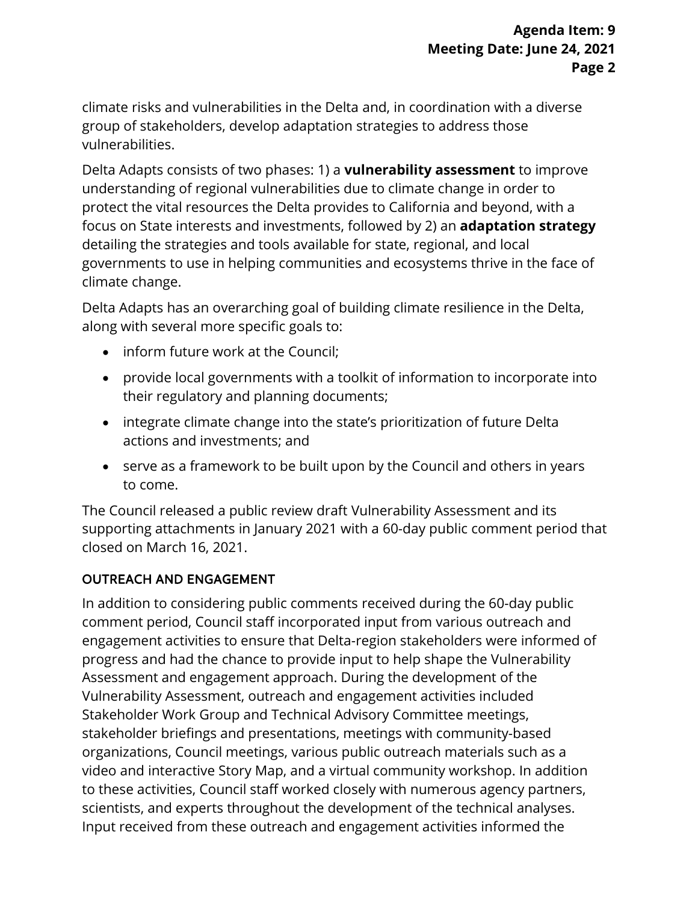climate risks and vulnerabilities in the Delta and, in coordination with a diverse group of stakeholders, develop adaptation strategies to address those vulnerabilities.

Delta Adapts consists of two phases: 1) a **vulnerability assessment** to improve understanding of regional vulnerabilities due to climate change in order to protect the vital resources the Delta provides to California and beyond, with a focus on State interests and investments, followed by 2) an **adaptation strategy** detailing the strategies and tools available for state, regional, and local governments to use in helping communities and ecosystems thrive in the face of climate change.

Delta Adapts has an overarching goal of building climate resilience in the Delta, along with several more specific goals to:

- inform future work at the Council;
- provide local governments with a toolkit of information to incorporate into their regulatory and planning documents;
- integrate climate change into the state's prioritization of future Delta actions and investments; and
- serve as a framework to be built upon by the Council and others in years to come.

The Council released a public review draft Vulnerability Assessment and its supporting attachments in January 2021 with a 60-day public comment period that closed on March 16, 2021.

## OUTREACH AND ENGAGEMENT

In addition to considering public comments received during the 60-day public comment period, Council staff incorporated input from various outreach and engagement activities to ensure that Delta-region stakeholders were informed of progress and had the chance to provide input to help shape the Vulnerability Assessment and engagement approach. During the development of the Vulnerability Assessment, outreach and engagement activities included Stakeholder Work Group and Technical Advisory Committee meetings, stakeholder briefings and presentations, meetings with community-based organizations, Council meetings, various public outreach materials such as a video and interactive Story Map, and a virtual community workshop. In addition to these activities, Council staff worked closely with numerous agency partners, scientists, and experts throughout the development of the technical analyses. Input received from these outreach and engagement activities informed the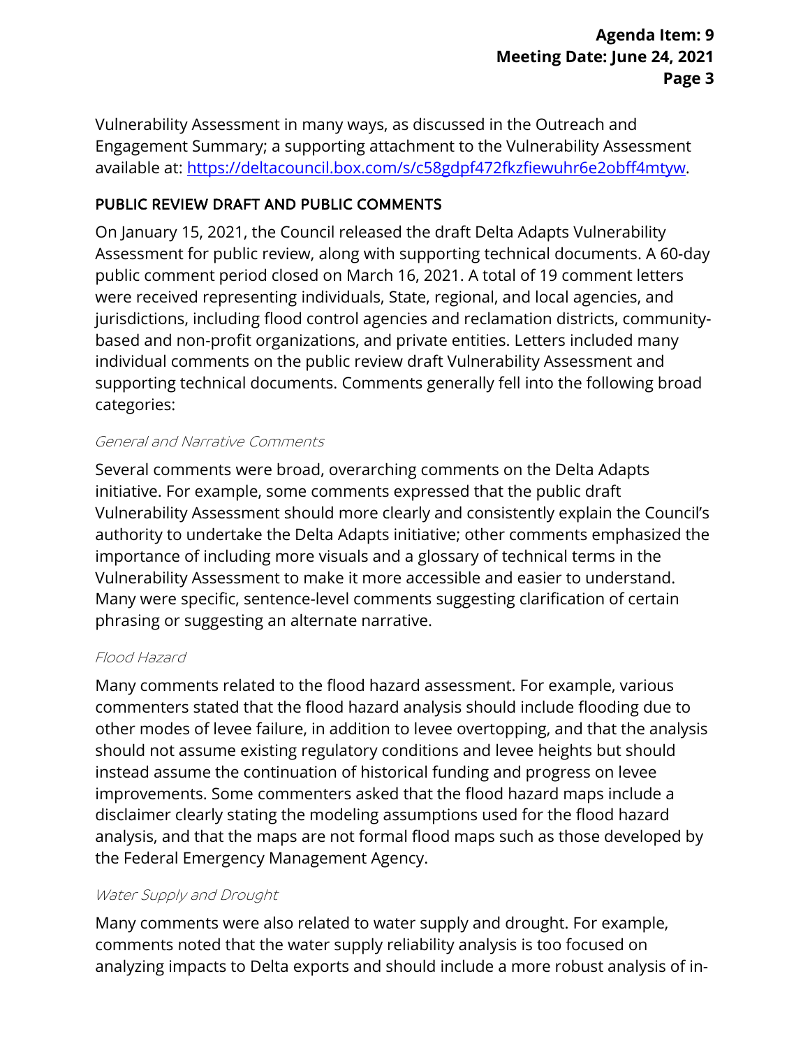Vulnerability Assessment in many ways, as discussed in the Outreach and Engagement Summary; a supporting attachment to the Vulnerability Assessment available at: [https://deltacouncil.box.com/s/c58gdpf472fkzfiewuhr6e2obff4mtyw](https://deltacouncil.box.com/s/c58gdpf472fkzfiewuhr6e2obff4mtyw).

## PUBLIC REVIEW DRAFT AND PUBLIC COMMENTS

On January 15, 2021, the Council released the draft Delta Adapts Vulnerability Assessment for public review, along with supporting technical documents. A 60-day public comment period closed on March 16, 2021. A total of 19 comment letters were received representing individuals, State, regional, and local agencies, and jurisdictions, including flood control agencies and reclamation districts, community-based and non-profit organizations, and private entities. Letters included many individual comments on the public review draft Vulnerability Assessment and supporting technical documents. Comments generally fell into the following broad categories:

### *General and Narrative Comments*

Several comments were broad, overarching comments on the Delta Adapts initiative. For example, some comments expressed that the public draft Vulnerability Assessment should more clearly and consistently explain the Council's authority to undertake the Delta Adapts initiative; other comments emphasized the importance of including more visuals and a glossary of technical terms in the Vulnerability Assessment to make it more accessible and easier to understand. Many were specific, sentence-level comments suggesting clarification of certain phrasing or suggesting an alternate narrative.

### *Flood Hazard*

Many comments related to the flood hazard assessment. For example, various commenters stated that the flood hazard analysis should include flooding due to other modes of levee failure, in addition to levee overtopping, and that the analysis should not assume existing regulatory conditions and levee heights but should instead assume the continuation of historical funding and progress on levee improvements. Some commenters asked that the flood hazard maps include a disclaimer clearly stating the modeling assumptions used for the flood hazard analysis, and that the maps are not formal flood maps such as those developed by the Federal Emergency Management Agency.

### *Water Supply and Drought*

Many comments were also related to water supply and drought. For example, comments noted that the water supply reliability analysis is too focused on analyzing impacts to Delta exports and should include a more robust analysis of in-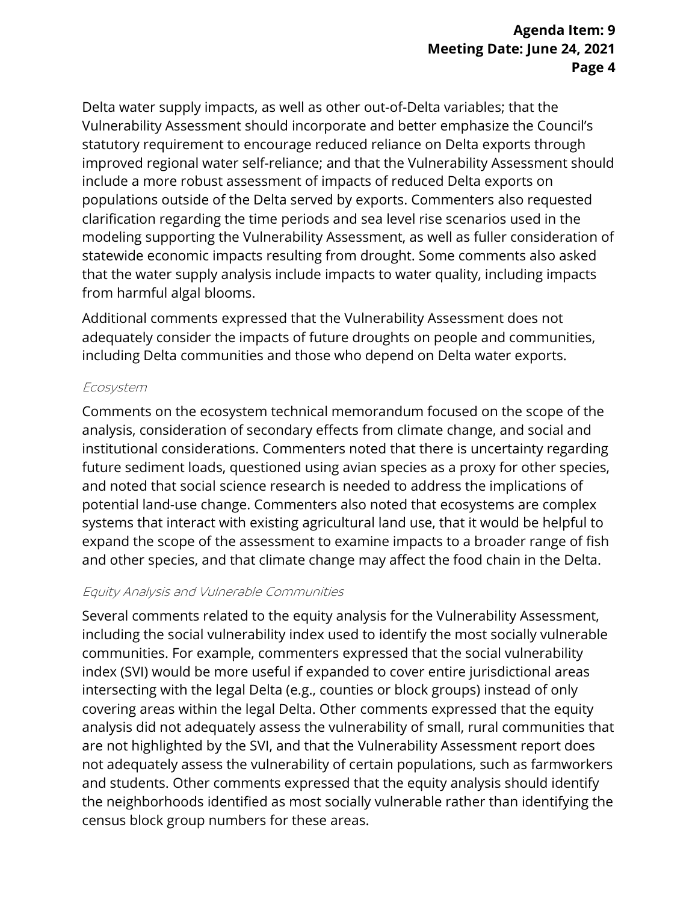Delta water supply impacts, as well as other out-of-Delta variables; that the Vulnerability Assessment should incorporate and better emphasize the Council's statutory requirement to encourage reduced reliance on Delta exports through improved regional water self-reliance; and that the Vulnerability Assessment should include a more robust assessment of impacts of reduced Delta exports on populations outside of the Delta served by exports. Commenters also requested clarification regarding the time periods and sea level rise scenarios used in the modeling supporting the Vulnerability Assessment, as well as fuller consideration of statewide economic impacts resulting from drought. Some comments also asked that the water supply analysis include impacts to water quality, including impacts from harmful algal blooms.

Additional comments expressed that the Vulnerability Assessment does not adequately consider the impacts of future droughts on people and communities, including Delta communities and those who depend on Delta water exports.

#### *Ecosystem*

Comments on the ecosystem technical memorandum focused on the scope of the analysis, consideration of secondary effects from climate change, and social and institutional considerations. Commenters noted that there is uncertainty regarding future sediment loads, questioned using avian species as a proxy for other species, and noted that social science research is needed to address the implications of potential land-use change. Commenters also noted that ecosystems are complex systems that interact with existing agricultural land use, that it would be helpful to expand the scope of the assessment to examine impacts to a broader range of fish and other species, and that climate change may affect the food chain in the Delta.

#### *Equity Analysis and Vulnerable Communities*

Several comments related to the equity analysis for the Vulnerability Assessment, including the social vulnerability index used to identify the most socially vulnerable communities. For example, commenters expressed that the social vulnerability index (SVI) would be more useful if expanded to cover entire jurisdictional areas intersecting with the legal Delta (e.g., counties or block groups) instead of only covering areas within the legal Delta. Other comments expressed that the equity analysis did not adequately assess the vulnerability of small, rural communities that are not highlighted by the SVI, and that the Vulnerability Assessment report does not adequately assess the vulnerability of certain populations, such as farmworkers and students. Other comments expressed that the equity analysis should identify the neighborhoods identified as most socially vulnerable rather than identifying the census block group numbers for these areas.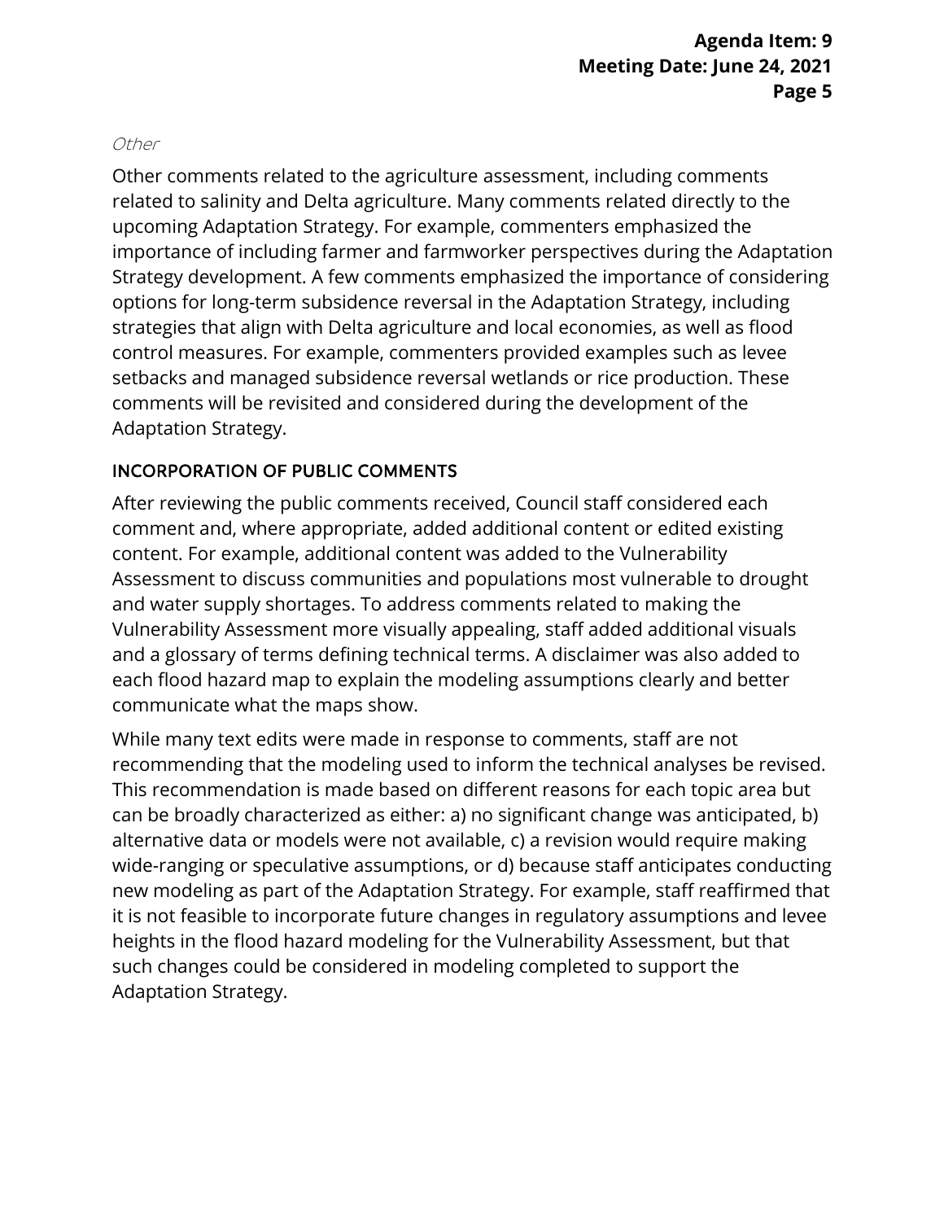*Other*

Other comments related to the agriculture assessment, including comments related to salinity and Delta agriculture. Many comments related directly to the upcoming Adaptation Strategy. For example, commenters emphasized the importance of including farmer and farmworker perspectives during the Adaptation Strategy development. A few comments emphasized the importance of considering options for long-term subsidence reversal in the Adaptation Strategy, including strategies that align with Delta agriculture and local economies, as well as flood control measures. For example, commenters provided examples such as levee setbacks and managed subsidence reversal wetlands or rice production. These comments will be revisited and considered during the development of the Adaptation Strategy.

## INCORPORATION OF PUBLIC COMMENTS

After reviewing the public comments received, Council staff considered each comment and, where appropriate, added additional content or edited existing content. For example, additional content was added to the Vulnerability Assessment to discuss communities and populations most vulnerable to drought and water supply shortages. To address comments related to making the Vulnerability Assessment more visually appealing, staff added additional visuals and a glossary of terms defining technical terms. A disclaimer was also added to each flood hazard map to explain the modeling assumptions clearly and better communicate what the maps show.

While many text edits were made in response to comments, staff are not recommending that the modeling used to inform the technical analyses be revised. This recommendation is made based on different reasons for each topic area but can be broadly characterized as either: a) no significant change was anticipated, b) alternative data or models were not available, c) a revision would require making wide-ranging or speculative assumptions, or d) because staff anticipates conducting new modeling as part of the Adaptation Strategy. For example, staff reaffirmed that it is not feasible to incorporate future changes in regulatory assumptions and levee heights in the flood hazard modeling for the Vulnerability Assessment, but that such changes could be considered in modeling completed to support the Adaptation Strategy.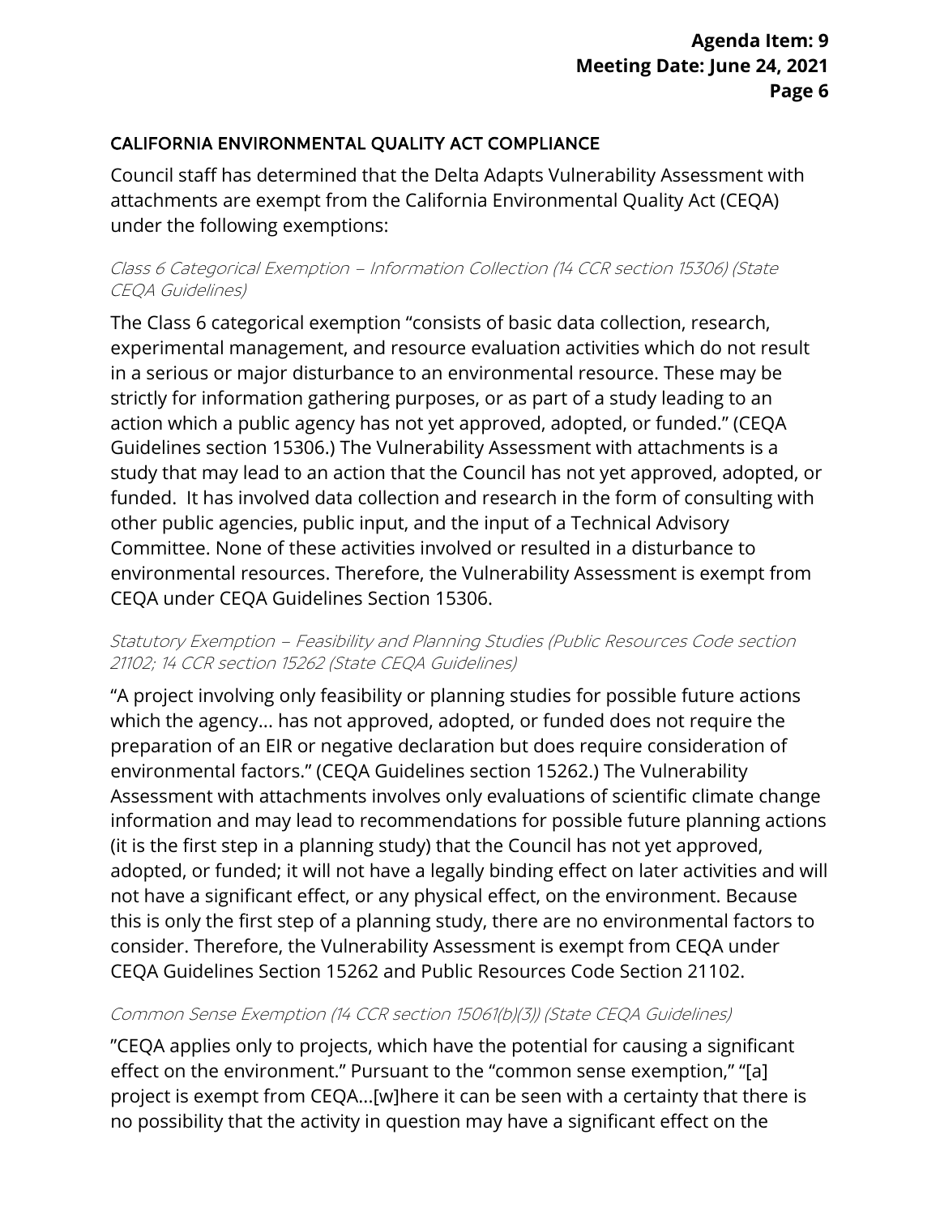## CALIFORNIA ENVIRONMENTAL QUALITY ACT COMPLIANCE

Council staff has determined that the Delta Adapts Vulnerability Assessment with attachments are exempt from the California Environmental Quality Act (CEQA) under the following exemptions:

### *Class 6 Categorical Exemption – Information Collection (14 CCR section 15306) (State CEQA Guidelines)*

The Class 6 categorical exemption "consists of basic data collection, research, experimental management, and resource evaluation activities which do not result in a serious or major disturbance to an environmental resource. These may be strictly for information gathering purposes, or as part of a study leading to an action which a public agency has not yet approved, adopted, or funded." (CEQA Guidelines section 15306.) The Vulnerability Assessment with attachments is a study that may lead to an action that the Council has not yet approved, adopted, or funded. It has involved data collection and research in the form of consulting with other public agencies, public input, and the input of a Technical Advisory Committee. None of these activities involved or resulted in a disturbance to environmental resources. Therefore, the Vulnerability Assessment is exempt from CEQA under CEQA Guidelines Section 15306.

### *Statutory Exemption – Feasibility and Planning Studies (Public Resources Code section 21102; 14 CCR section 15262 (State CEQA Guidelines)*

"A project involving only feasibility or planning studies for possible future actions which the agency… has not approved, adopted, or funded does not require the preparation of an EIR or negative declaration but does require consideration of environmental factors." (CEQA Guidelines section 15262.) The Vulnerability Assessment with attachments involves only evaluations of scientific climate change information and may lead to recommendations for possible future planning actions (it is the first step in a planning study) that the Council has not yet approved, adopted, or funded; it will not have a legally binding effect on later activities and will not have a significant effect, or any physical effect, on the environment. Because this is only the first step of a planning study, there are no environmental factors to consider. Therefore, the Vulnerability Assessment is exempt from CEQA under CEQA Guidelines Section 15262 and Public Resources Code Section 21102.

### *Common Sense Exemption (14 CCR section 15061(b)(3)) (State CEQA Guidelines)*

"CEQA applies only to projects, which have the potential for causing a significant effect on the environment." Pursuant to the "common sense exemption," "[a] project is exempt from CEQA…[w]here it can be seen with a certainty that there is no possibility that the activity in question may have a significant effect on the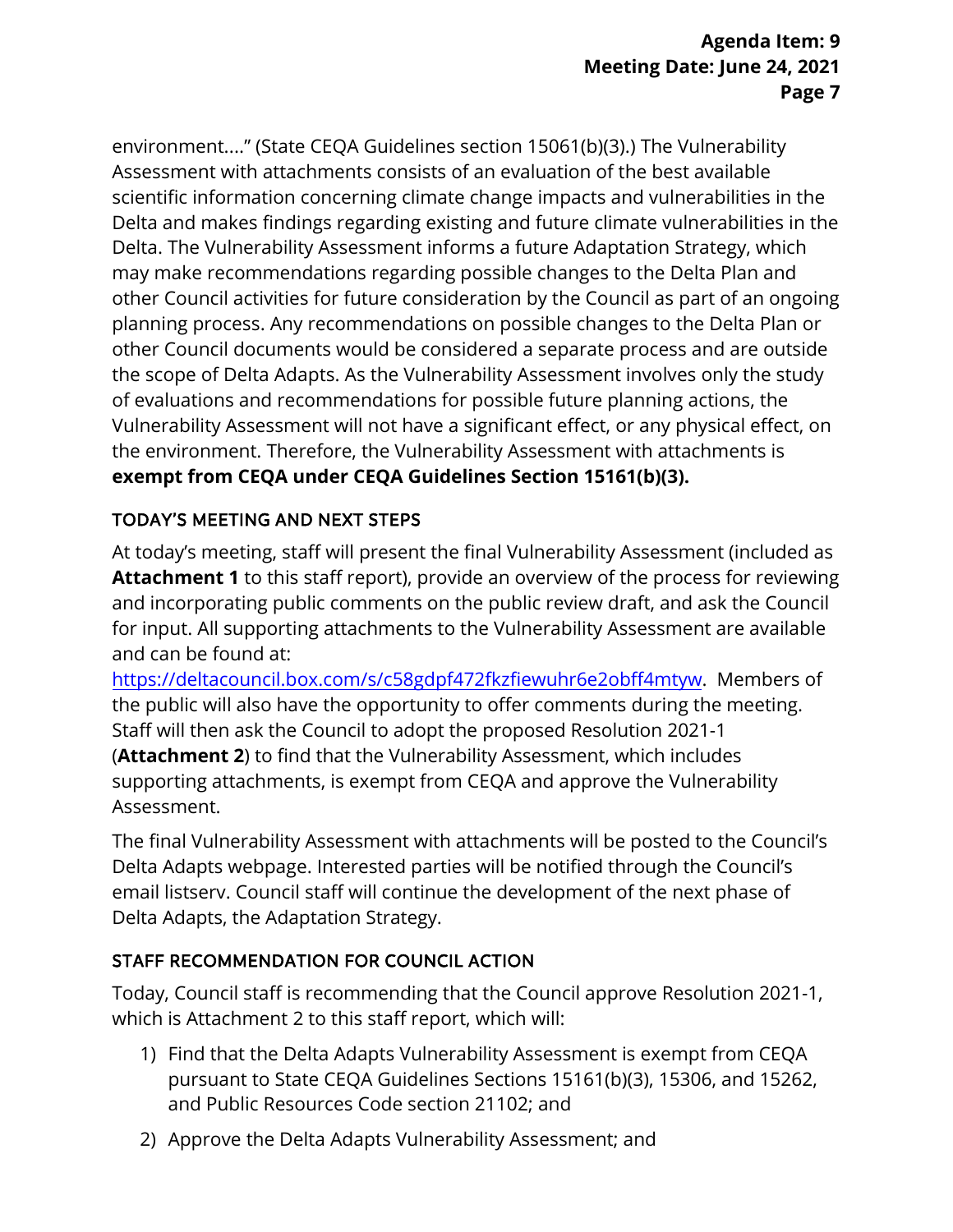environment…." (State CEQA Guidelines section 15061(b)(3).) The Vulnerability Assessment with attachments consists of an evaluation of the best available scientific information concerning climate change impacts and vulnerabilities in the Delta and makes findings regarding existing and future climate vulnerabilities in the Delta. The Vulnerability Assessment informs a future Adaptation Strategy, which may make recommendations regarding possible changes to the Delta Plan and other Council activities for future consideration by the Council as part of an ongoing planning process. Any recommendations on possible changes to the Delta Plan or other Council documents would be considered a separate process and are outside the scope of Delta Adapts. As the Vulnerability Assessment involves only the study of evaluations and recommendations for possible future planning actions, the Vulnerability Assessment will not have a significant effect, or any physical effect, on the environment. Therefore, the Vulnerability Assessment with attachments is **exempt from CEQA under CEQA Guidelines Section 15161(b)(3).**

## TODAY'S MEETING AND NEXT STEPS

At today's meeting, staff will present the final Vulnerability Assessment (included as **Attachment 1** to this staff report), provide an overview of the process for reviewing and incorporating public comments on the public review draft, and ask the Council for input. All supporting attachments to the Vulnerability Assessment are available and can be found at: [https://deltacouncil.box.com/s/c58gdpf472fkzfiewuhr6e2obff4mtyw](https://deltacouncil.box.com/s/c58gdpf472fkzfiewuhr6e2obff4mtyw). Members of the public will also have the opportunity to offer comments during the meeting. Staff will then ask the Council to adopt the proposed Resolution 2021-1 (**Attachment 2**) to find that the Vulnerability Assessment, which includes supporting attachments, is exempt from CEQA and approve the Vulnerability Assessment.

The final Vulnerability Assessment with attachments will be posted to the Council's Delta Adapts webpage. Interested parties will be notified through the Council's email listserv. Council staff will continue the development of the next phase of Delta Adapts, the Adaptation Strategy.

## STAFF RECOMMENDATION FOR COUNCIL ACTION

Today, Council staff is recommending that the Council approve Resolution 2021-1, which is Attachment 2 to this staff report, which will:

1) Find that the Delta Adapts Vulnerability Assessment is exempt from CEQA pursuant to State CEQA Guidelines Sections 15161(b)(3), 15306, and 15262, and Public Resources Code section 21102; and
2) Approve the Delta Adapts Vulnerability Assessment; and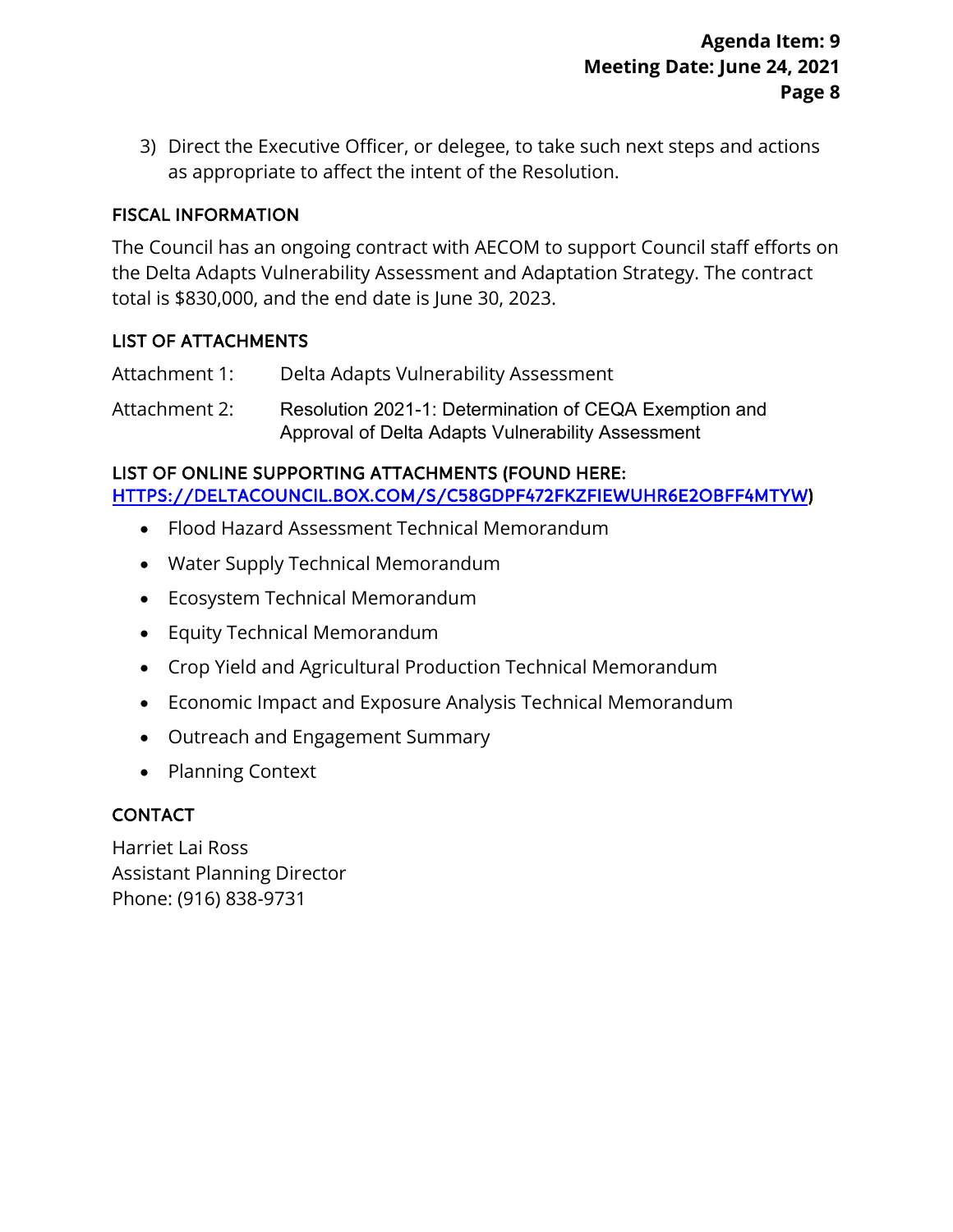3) Direct the Executive Officer, or delegee, to take such next steps and actions as appropriate to affect the intent of the Resolution.

## FISCAL INFORMATION

The Council has an ongoing contract with AECOM to support Council staff efforts on the Delta Adapts Vulnerability Assessment and Adaptation Strategy. The contract total is $830,000, and the end date is June 30, 2023.

## LIST OF ATTACHMENTS

Attachment 1: Delta Adapts Vulnerability Assessment

Attachment 2: Resolution 2021-1: Determination of CEQA Exemption and Approval of Delta Adapts Vulnerability Assessment

## LIST OF ONLINE SUPPORTING ATTACHMENTS (FOUND HERE: [HTTPS://DELTACOUNCIL.BOX.COM/S/C58GDPF472FKZFIEWUHR6E2OBFF4MTYW](HTTPS://DELTACOUNCIL.BOX.COM/S/C58GDPF472FKZFIEWUHR6E2OBFF4MTYW))

- Flood Hazard Assessment Technical Memorandum
- Water Supply Technical Memorandum
- Ecosystem Technical Memorandum
- Equity Technical Memorandum
- Crop Yield and Agricultural Production Technical Memorandum
- Economic Impact and Exposure Analysis Technical Memorandum
- Outreach and Engagement Summary
- Planning Context

## CONTACT

Harriet Lai Ross
Assistant Planning Director
Phone: (916) 838-9731